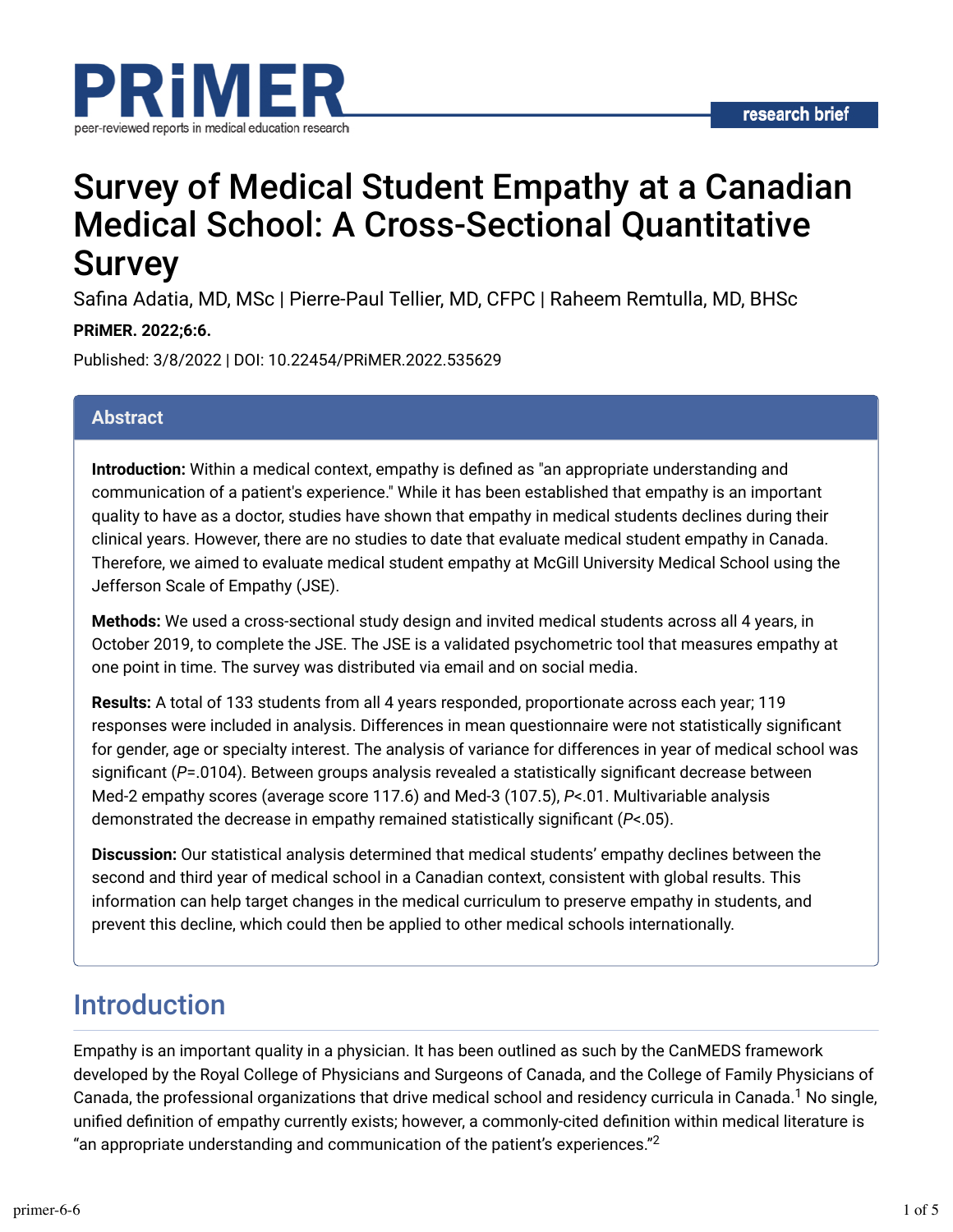research brief

# Survey of Medical Student Empathy at a Canadian Medical School: A Cross-Sectional Quantitative Survey

Safina Adatia, MD, MSc | Pierre-Paul Tellier, MD, CFPC | Raheem Remtulla, MD, BHSc

**PRiMER. 2022;6:6.**

Published: 3/8/2022 | DOI: 10.22454/PRiMER.2022.535629

## Abstract

**Introduction:** Within a medical context, empathy is defined as "an appropriate understanding and communication of a patient's experience." While it has been established that empathy is an important quality to have as a doctor, studies have shown that empathy in medical students declines during their clinical years. However, there are no studies to date that evaluate medical student empathy in Canada. Therefore, we aimed to evaluate medical student empathy at McGill University Medical School using the Jefferson Scale of Empathy (JSE).

**Methods:** We used a cross-sectional study design and invited medical students across all 4 years, in October 2019, to complete the JSE. The JSE is a validated psychometric tool that measures empathy at one point in time. The survey was distributed via email and on social media.

**Results:** A total of 133 students from all 4 years responded, proportionate across each year; 119 responses were included in analysis. Differences in mean questionnaire were not statistically significant for gender, age or specialty interest. The analysis of variance for differences in year of medical school was significant (*P*=.0104). Between groups analysis revealed a statistically significant decrease between Med-2 empathy scores (average score 117.6) and Med-3 (107.5), *P*<.01. Multivariable analysis demonstrated the decrease in empathy remained statistically significant (*P*<.05).

**Discussion:** Our statistical analysis determined that medical students' empathy declines between the second and third year of medical school in a Canadian context, consistent with global results. This information can help target changes in the medical curriculum to preserve empathy in students, and prevent this decline, which could then be applied to other medical schools internationally.

## Introduction

Empathy is an important quality in a physician. It has been outlined as such by the CanMEDS framework developed by the Royal College of Physicians and Surgeons of Canada, and the College of Family Physicians of Canada, the professional organizations that drive medical school and residency curricula in Canada.[1] No single, unified definition of empathy currently exists; however, a commonly-cited definition within medical literature is "an appropriate understanding and communication of the patient's experiences."[2]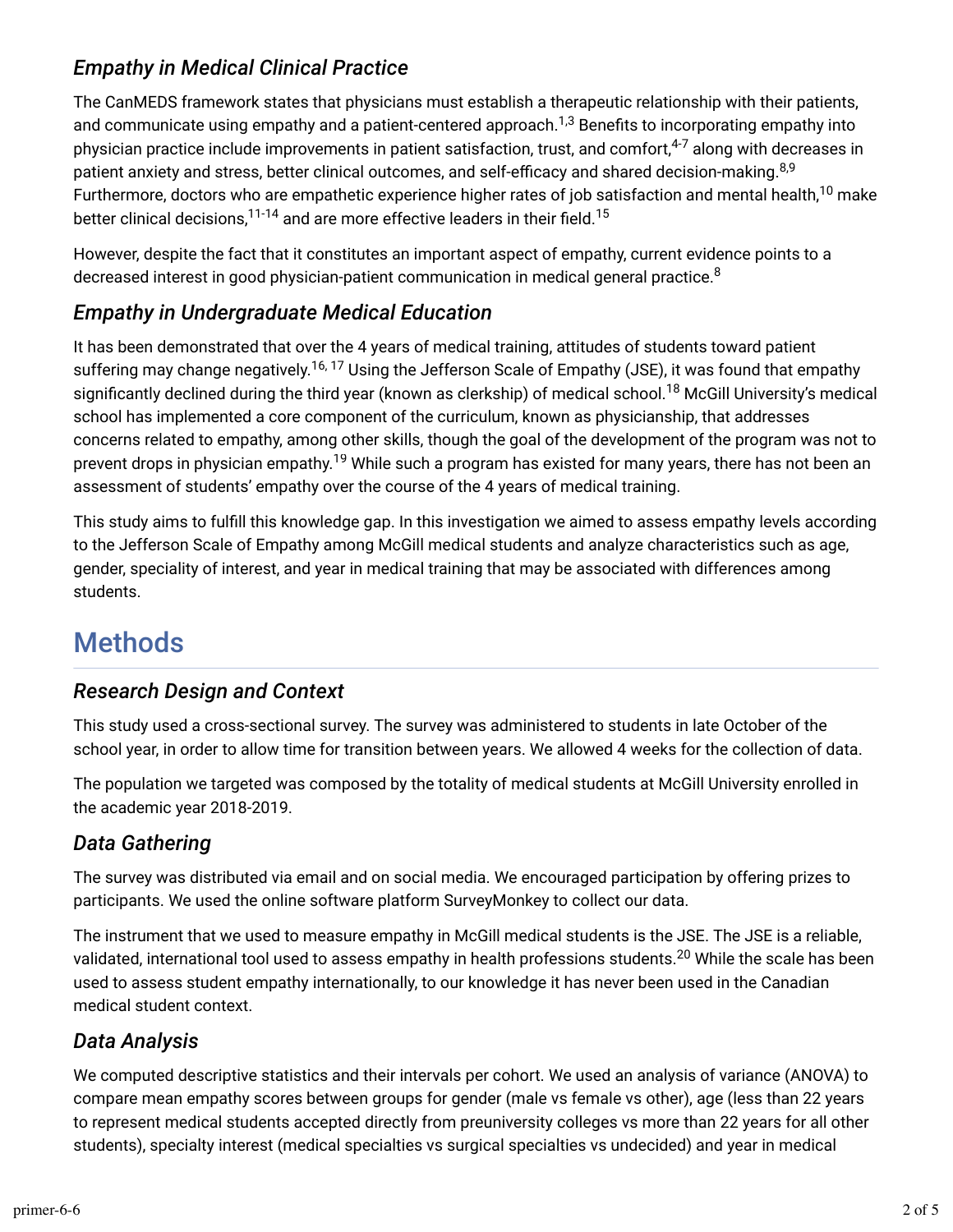### *Empathy in Medical Clinical Practice*

The CanMEDS framework states that physicians must establish a therapeutic relationship with their patients, and communicate using empathy and a patient-centered approach.[1,3] Benefits to incorporating empathy into physician practice include improvements in patient satisfaction, trust, and comfort,[4-7] along with decreases in patient anxiety and stress, better clinical outcomes, and self-efficacy and shared decision-making.[8,9] Furthermore, doctors who are empathetic experience higher rates of job satisfaction and mental health,[10] make better clinical decisions,[11-14] and are more effective leaders in their field.[15]

However, despite the fact that it constitutes an important aspect of empathy, current evidence points to a decreased interest in good physician-patient communication in medical general practice.[8]

### *Empathy in Undergraduate Medical Education*

It has been demonstrated that over the 4 years of medical training, attitudes of students toward patient suffering may change negatively.[16, 17] Using the Jefferson Scale of Empathy (JSE), it was found that empathy significantly declined during the third year (known as clerkship) of medical school.[18] McGill University's medical school has implemented a core component of the curriculum, known as physicianship, that addresses concerns related to empathy, among other skills, though the goal of the development of the program was not to prevent drops in physician empathy.[19] While such a program has existed for many years, there has not been an assessment of students' empathy over the course of the 4 years of medical training.

This study aims to fulfill this knowledge gap. In this investigation we aimed to assess empathy levels according to the Jefferson Scale of Empathy among McGill medical students and analyze characteristics such as age, gender, speciality of interest, and year in medical training that may be associated with differences among students.

## Methods

### *Research Design and Context*

This study used a cross-sectional survey. The survey was administered to students in late October of the school year, in order to allow time for transition between years. We allowed 4 weeks for the collection of data.

The population we targeted was composed by the totality of medical students at McGill University enrolled in the academic year 2018-2019.

### *Data Gathering*

The survey was distributed via email and on social media. We encouraged participation by offering prizes to participants. We used the online software platform SurveyMonkey to collect our data.

The instrument that we used to measure empathy in McGill medical students is the JSE. The JSE is a reliable, validated, international tool used to assess empathy in health professions students.[20] While the scale has been used to assess student empathy internationally, to our knowledge it has never been used in the Canadian medical student context.

### *Data Analysis*

We computed descriptive statistics and their intervals per cohort. We used an analysis of variance (ANOVA) to compare mean empathy scores between groups for gender (male vs female vs other), age (less than 22 years to represent medical students accepted directly from preuniversity colleges vs more than 22 years for all other students), specialty interest (medical specialties vs surgical specialties vs undecided) and year in medical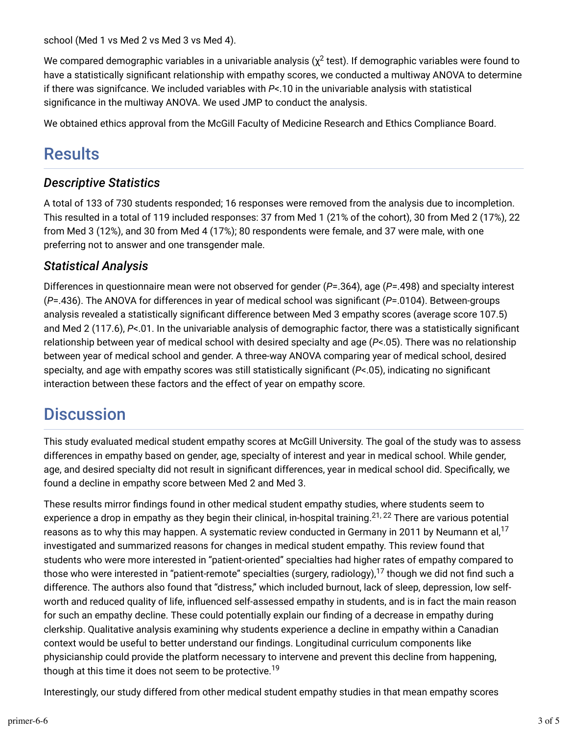school (Med 1 vs Med 2 vs Med 3 vs Med 4).

We compared demographic variables in a univariable analysis ($\chi^2$ test). If demographic variables were found to have a statistically significant relationship with empathy scores, we conducted a multiway ANOVA to determine if there was signifcance. We included variables with $P<.10$ in the univariable analysis with statistical significance in the multiway ANOVA. We used JMP to conduct the analysis.

We obtained ethics approval from the McGill Faculty of Medicine Research and Ethics Compliance Board.

# Results

## *Descriptive Statistics*

A total of 133 of 730 students responded; 16 responses were removed from the analysis due to incompletion. This resulted in a total of 119 included responses: 37 from Med 1 (21% of the cohort), 30 from Med 2 (17%), 22 from Med 3 (12%), and 30 from Med 4 (17%); 80 respondents were female, and 37 were male, with one preferring not to answer and one transgender male.

## *Statistical Analysis*

Differences in questionnaire mean were not observed for gender ($P$=.364), age ($P$=.498) and specialty interest ($P$=.436). The ANOVA for differences in year of medical school was significant ($P$=.0104). Between-groups analysis revealed a statistically significant difference between Med 3 empathy scores (average score 107.5) and Med 2 (117.6), $P<.01$. In the univariable analysis of demographic factor, there was a statistically significant relationship between year of medical school with desired specialty and age ($P<.05$). There was no relationship between year of medical school and gender. A three-way ANOVA comparing year of medical school, desired specialty, and age with empathy scores was still statistically significant ($P<.05$), indicating no significant interaction between these factors and the effect of year on empathy score.

# Discussion

This study evaluated medical student empathy scores at McGill University. The goal of the study was to assess differences in empathy based on gender, age, specialty of interest and year in medical school. While gender, age, and desired specialty did not result in significant differences, year in medical school did. Specifically, we found a decline in empathy score between Med 2 and Med 3.

These results mirror findings found in other medical student empathy studies, where students seem to experience a drop in empathy as they begin their clinical, in-hospital training.[21, 22] There are various potential reasons as to why this may happen. A systematic review conducted in Germany in 2011 by Neumann et al,[17] investigated and summarized reasons for changes in medical student empathy. This review found that students who were more interested in "patient-oriented" specialties had higher rates of empathy compared to those who were interested in "patient-remote" specialties (surgery, radiology),[17] though we did not find such a difference. The authors also found that "distress," which included burnout, lack of sleep, depression, low self-worth and reduced quality of life, influenced self-assessed empathy in students, and is in fact the main reason for such an empathy decline. These could potentially explain our finding of a decrease in empathy during clerkship. Qualitative analysis examining why students experience a decline in empathy within a Canadian context would be useful to better understand our findings. Longitudinal curriculum components like physicianship could provide the platform necessary to intervene and prevent this decline from happening, though at this time it does not seem to be protective.[19]

Interestingly, our study differed from other medical student empathy studies in that mean empathy scores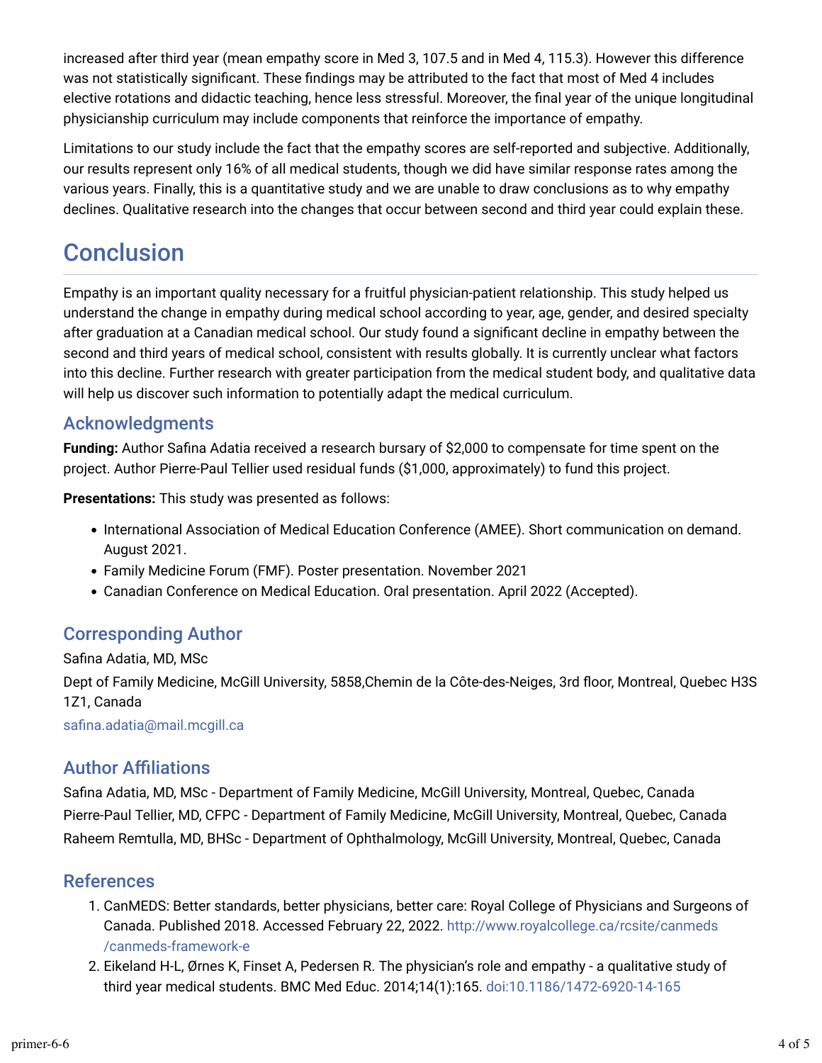increased after third year (mean empathy score in Med 3, 107.5 and in Med 4, 115.3). However this difference was not statistically significant. These findings may be attributed to the fact that most of Med 4 includes elective rotations and didactic teaching, hence less stressful. Moreover, the final year of the unique longitudinal physicianship curriculum may include components that reinforce the importance of empathy.

Limitations to our study include the fact that the empathy scores are self-reported and subjective. Additionally, our results represent only 16% of all medical students, though we did have similar response rates among the various years. Finally, this is a quantitative study and we are unable to draw conclusions as to why empathy declines. Qualitative research into the changes that occur between second and third year could explain these.

# Conclusion

Empathy is an important quality necessary for a fruitful physician-patient relationship. This study helped us understand the change in empathy during medical school according to year, age, gender, and desired specialty after graduation at a Canadian medical school. Our study found a significant decline in empathy between the second and third years of medical school, consistent with results globally. It is currently unclear what factors into this decline. Further research with greater participation from the medical student body, and qualitative data will help us discover such information to potentially adapt the medical curriculum.

## Acknowledgments

**Funding:** Author Safina Adatia received a research bursary of $2,000 to compensate for time spent on the project. Author Pierre-Paul Tellier used residual funds ($1,000, approximately) to fund this project.

**Presentations:** This study was presented as follows:

- International Association of Medical Education Conference (AMEE). Short communication on demand. August 2021.
- Family Medicine Forum (FMF). Poster presentation. November 2021
- Canadian Conference on Medical Education. Oral presentation. April 2022 (Accepted).

## Corresponding Author

Safina Adatia, MD, MSc

Dept of Family Medicine, McGill University, 5858,Chemin de la Côte-des-Neiges, 3rd floor, Montreal, Quebec H3S 1Z1, Canada

safina.adatia@mail.mcgill.ca

## Author Affiliations

Safina Adatia, MD, MSc - Department of Family Medicine, McGill University, Montreal, Quebec, Canada
Pierre-Paul Tellier, MD, CFPC - Department of Family Medicine, McGill University, Montreal, Quebec, Canada
Raheem Remtulla, MD, BHSc - Department of Ophthalmology, McGill University, Montreal, Quebec, Canada

## References

1. CanMEDS: Better standards, better physicians, better care: Royal College of Physicians and Surgeons of Canada. Published 2018. Accessed February 22, 2022. http://www.royalcollege.ca/rcsite/canmeds/canmeds-framework-e
2. Eikeland H-L, Ørnes K, Finset A, Pedersen R. The physician's role and empathy - a qualitative study of third year medical students. BMC Med Educ. 2014;14(1):165. doi:10.1186/1472-6920-14-165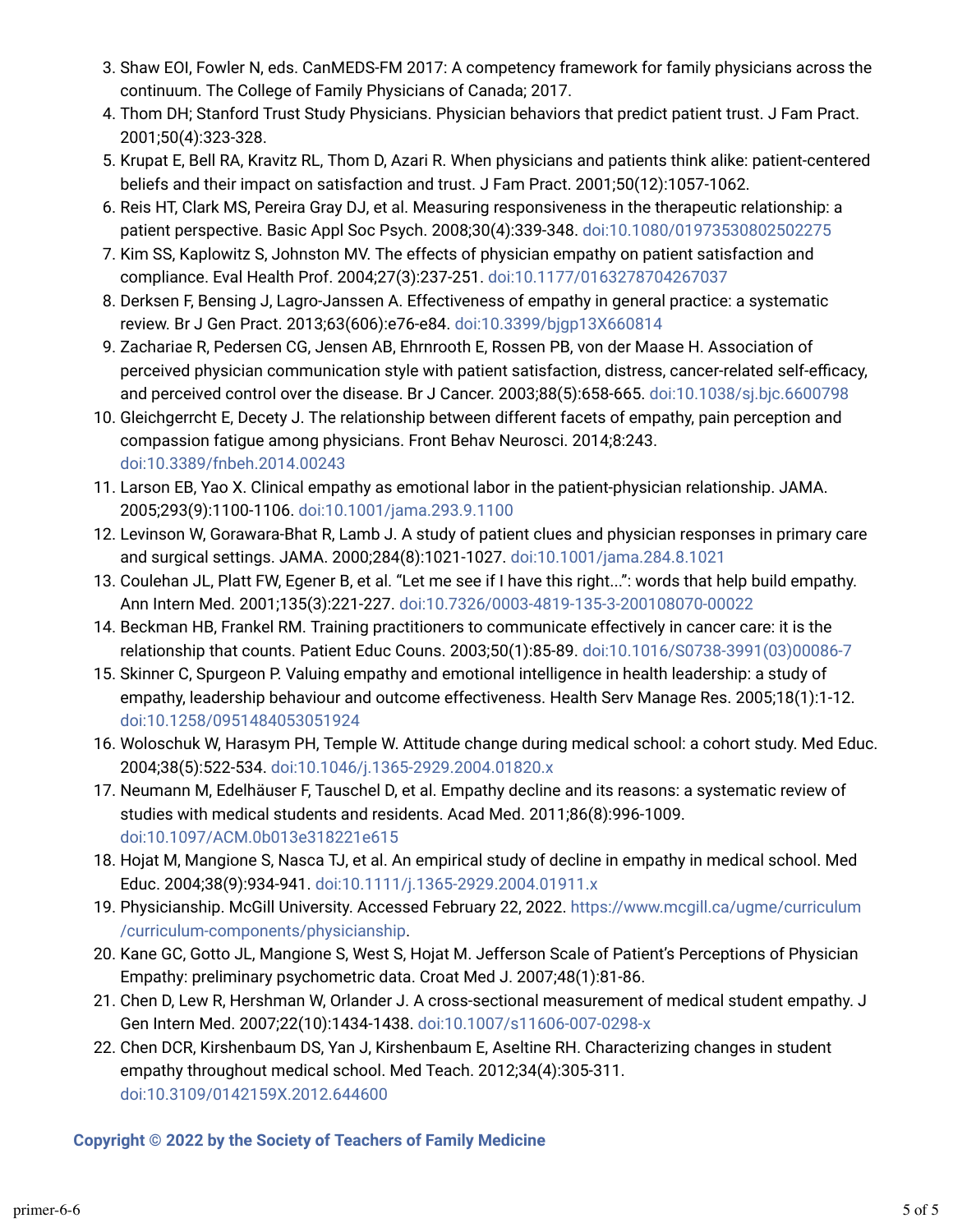3. Shaw EOI, Fowler N, eds. CanMEDS-FM 2017: A competency framework for family physicians across the continuum. The College of Family Physicians of Canada; 2017.
4. Thom DH; Stanford Trust Study Physicians. Physician behaviors that predict patient trust. J Fam Pract. 2001;50(4):323-328.
5. Krupat E, Bell RA, Kravitz RL, Thom D, Azari R. When physicians and patients think alike: patient-centered beliefs and their impact on satisfaction and trust. J Fam Pract. 2001;50(12):1057-1062.
6. Reis HT, Clark MS, Pereira Gray DJ, et al. Measuring responsiveness in the therapeutic relationship: a patient perspective. Basic Appl Soc Psych. 2008;30(4):339-348. doi:10.1080/01973530802502275
7. Kim SS, Kaplowitz S, Johnston MV. The effects of physician empathy on patient satisfaction and compliance. Eval Health Prof. 2004;27(3):237-251. doi:10.1177/0163278704267037
8. Derksen F, Bensing J, Lagro-Janssen A. Effectiveness of empathy in general practice: a systematic review. Br J Gen Pract. 2013;63(606):e76-e84. doi:10.3399/bjgp13X660814
9. Zachariae R, Pedersen CG, Jensen AB, Ehrnrooth E, Rossen PB, von der Maase H. Association of perceived physician communication style with patient satisfaction, distress, cancer-related self-efficacy, and perceived control over the disease. Br J Cancer. 2003;88(5):658-665. doi:10.1038/sj.bjc.6600798
10. Gleichgerrcht E, Decety J. The relationship between different facets of empathy, pain perception and compassion fatigue among physicians. Front Behav Neurosci. 2014;8:243. doi:10.3389/fnbeh.2014.00243
11. Larson EB, Yao X. Clinical empathy as emotional labor in the patient-physician relationship. JAMA. 2005;293(9):1100-1106. doi:10.1001/jama.293.9.1100
12. Levinson W, Gorawara-Bhat R, Lamb J. A study of patient clues and physician responses in primary care and surgical settings. JAMA. 2000;284(8):1021-1027. doi:10.1001/jama.284.8.1021
13. Coulehan JL, Platt FW, Egener B, et al. "Let me see if I have this right...": words that help build empathy. Ann Intern Med. 2001;135(3):221-227. doi:10.7326/0003-4819-135-3-200108070-00022
14. Beckman HB, Frankel RM. Training practitioners to communicate effectively in cancer care: it is the relationship that counts. Patient Educ Couns. 2003;50(1):85-89. doi:10.1016/S0738-3991(03)00086-7
15. Skinner C, Spurgeon P. Valuing empathy and emotional intelligence in health leadership: a study of empathy, leadership behaviour and outcome effectiveness. Health Serv Manage Res. 2005;18(1):1-12. doi:10.1258/0951484053051924
16. Woloschuk W, Harasym PH, Temple W. Attitude change during medical school: a cohort study. Med Educ. 2004;38(5):522-534. doi:10.1046/j.1365-2929.2004.01820.x
17. Neumann M, Edelhäuser F, Tauschel D, et al. Empathy decline and its reasons: a systematic review of studies with medical students and residents. Acad Med. 2011;86(8):996-1009. doi:10.1097/ACM.0b013e318221e615
18. Hojat M, Mangione S, Nasca TJ, et al. An empirical study of decline in empathy in medical school. Med Educ. 2004;38(9):934-941. doi:10.1111/j.1365-2929.2004.01911.x
19. Physicianship. McGill University. Accessed February 22, 2022. https://www.mcgill.ca/ugme/curriculum/curriculum-components/physicianship.
20. Kane GC, Gotto JL, Mangione S, West S, Hojat M. Jefferson Scale of Patient's Perceptions of Physician Empathy: preliminary psychometric data. Croat Med J. 2007;48(1):81-86.
21. Chen D, Lew R, Hershman W, Orlander J. A cross-sectional measurement of medical student empathy. J Gen Intern Med. 2007;22(10):1434-1438. doi:10.1007/s11606-007-0298-x
22. Chen DCR, Kirshenbaum DS, Yan J, Kirshenbaum E, Aseltine RH. Characterizing changes in student empathy throughout medical school. Med Teach. 2012;34(4):305-311. doi:10.3109/0142159X.2012.644600

**Copyright © 2022 by the Society of Teachers of Family Medicine**